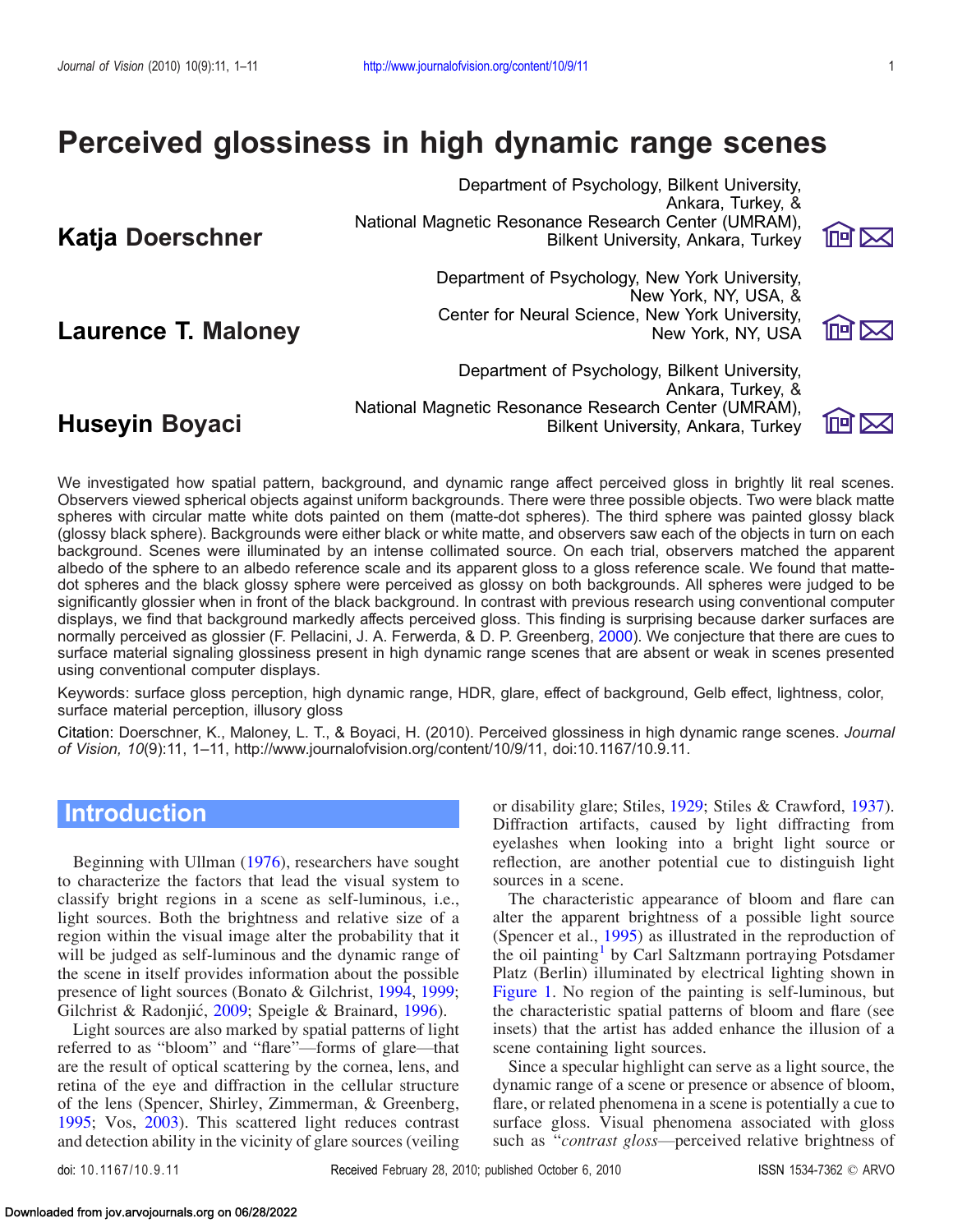# Perceived glossiness in high dynamic range scenes

**Katja Doerschner**

Department of Psychology, Bilkent University, Ankara, Turkey, & National Magnetic Resonance Research Center (UMRAM), Bilkent University, Ankara, Turkey

**Laurence T. Maloney**

Department of Psychology, New York University, New York, NY, USA, & Center for Neural Science, New York University, New York, NY, USA

**Huseyin Boyaci**

Department of Psychology, Bilkent University, Ankara, Turkey, & National Magnetic Resonance Research Center (UMRAM), Bilkent University, Ankara, Turkey

We investigated how spatial pattern, background, and dynamic range affect perceived gloss in brightly lit real scenes. Observers viewed spherical objects against uniform backgrounds. There were three possible objects. Two were black matte spheres with circular matte white dots painted on them (matte-dot spheres). The third sphere was painted glossy black (glossy black sphere). Backgrounds were either black or white matte, and observers saw each of the objects in turn on each background. Scenes were illuminated by an intense collimated source. On each trial, observers matched the apparent albedo of the sphere to an albedo reference scale and its apparent gloss to a gloss reference scale. We found that matte-dot spheres and the black glossy sphere were perceived as glossy on both backgrounds. All spheres were judged to be significantly glossier when in front of the black background. In contrast with previous research using conventional computer displays, we find that background markedly affects perceived gloss. This finding is surprising because darker surfaces are normally perceived as glossier (F. Pellacini, J. A. Ferwerda, & D. P. Greenberg, 2000). We conjecture that there are cues to surface material signaling glossiness present in high dynamic range scenes that are absent or weak in scenes presented using conventional computer displays.

Keywords: surface gloss perception, high dynamic range, HDR, glare, effect of background, Gelb effect, lightness, color, surface material perception, illusory gloss

Citation: Doerschner, K., Maloney, L. T., & Boyaci, H. (2010). Perceived glossiness in high dynamic range scenes. *Journal of Vision, 10*(9):11, 1–11, http://www.journalofvision.org/content/10/9/11, doi:10.1167/10.9.11.

## Introduction

Beginning with Ullman (1976), researchers have sought to characterize the factors that lead the visual system to classify bright regions in a scene as self-luminous, i.e., light sources. Both the brightness and relative size of a region within the visual image alter the probability that it will be judged as self-luminous and the dynamic range of the scene in itself provides information about the possible presence of light sources (Bonato & Gilchrist, 1994, 1999; Gilchrist & Radonjić, 2009; Speigle & Brainard, 1996).

Light sources are also marked by spatial patterns of light referred to as "bloom" and "flare"—forms of glare—that are the result of optical scattering by the cornea, lens, and retina of the eye and diffraction in the cellular structure of the lens (Spencer, Shirley, Zimmerman, & Greenberg, 1995; Vos, 2003). This scattered light reduces contrast and detection ability in the vicinity of glare sources (veiling or disability glare; Stiles, 1929; Stiles & Crawford, 1937). Diffraction artifacts, caused by light diffracting from eyelashes when looking into a bright light source or reflection, are another potential cue to distinguish light sources in a scene.

The characteristic appearance of bloom and flare can alter the apparent brightness of a possible light source (Spencer et al., 1995) as illustrated in the reproduction of the oil painting[1] by Carl Saltzmann portraying Potsdamer Platz (Berlin) illuminated by electrical lighting shown in Figure 1. No region of the painting is self-luminous, but the characteristic spatial patterns of bloom and flare (see insets) that the artist has added enhance the illusion of a scene containing light sources.

Since a specular highlight can serve as a light source, the dynamic range of a scene or presence or absence of bloom, flare, or related phenomena in a scene is potentially a cue to surface gloss. Visual phenomena associated with gloss such as "*contrast gloss*—perceived relative brightness of

doi: 10.1167/10.9.11 Received February 28, 2010; published October 6, 2010 ISSN 1534-7362 © ARVO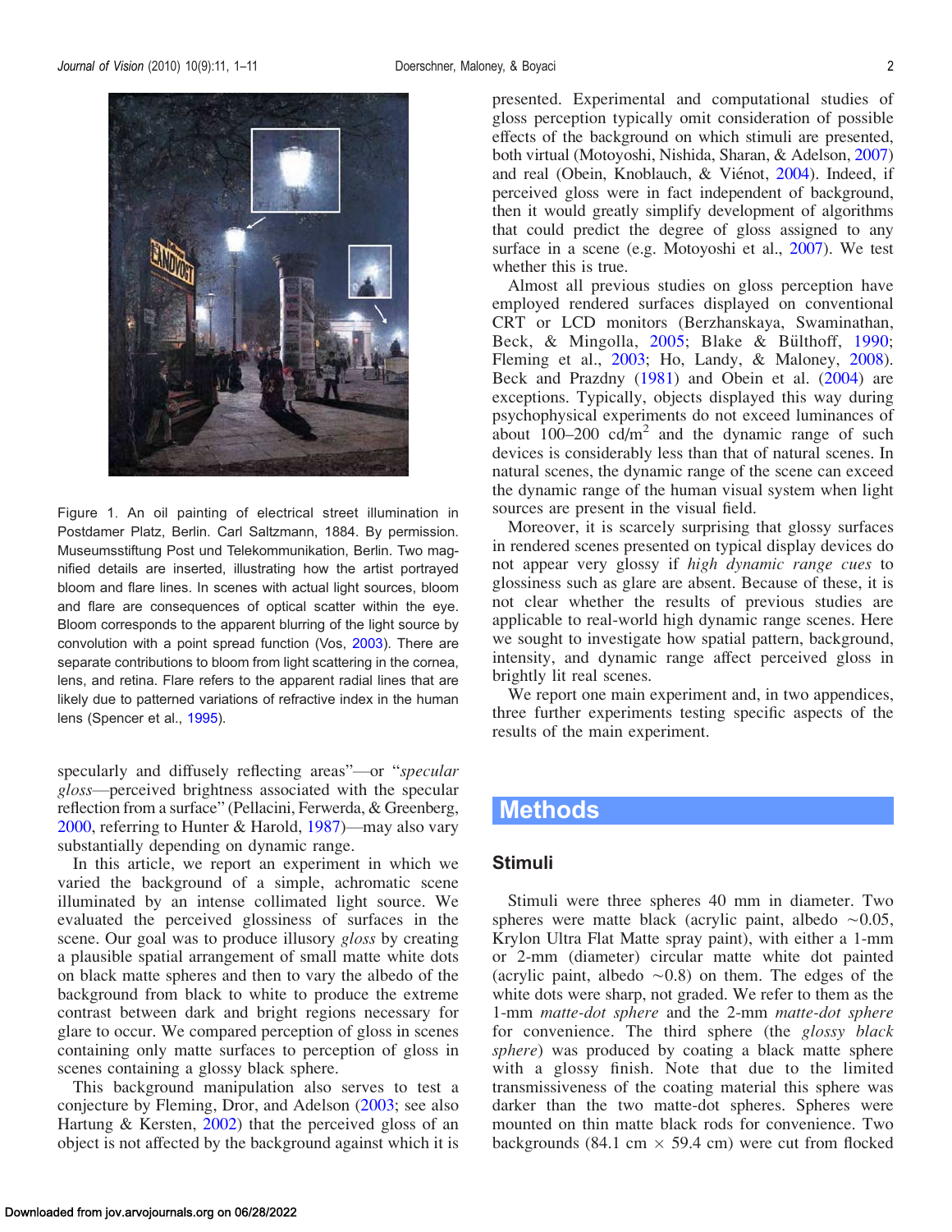Figure 1. An oil painting of electrical street illumination in Postdamer Platz, Berlin. Carl Saltzmann, 1884. By permission. Museumsstiftung Post und Telekommunikation, Berlin. Two magnified details are inserted, illustrating how the artist portrayed bloom and flare lines. In scenes with actual light sources, bloom and flare are consequences of optical scatter within the eye. Bloom corresponds to the apparent blurring of the light source by convolution with a point spread function (Vos, 2003). There are separate contributions to bloom from light scattering in the cornea, lens, and retina. Flare refers to the apparent radial lines that are likely due to patterned variations of refractive index in the human lens (Spencer et al., 1995).

specularly and diffusely reflecting areas"—or "*specular gloss*—perceived brightness associated with the specular reflection from a surface" (Pellacini, Ferwerda, & Greenberg, 2000, referring to Hunter & Harold, 1987)—may also vary substantially depending on dynamic range.

In this article, we report an experiment in which we varied the background of a simple, achromatic scene illuminated by an intense collimated light source. We evaluated the perceived glossiness of surfaces in the scene. Our goal was to produce illusory *gloss* by creating a plausible spatial arrangement of small matte white dots on black matte spheres and then to vary the albedo of the background from black to white to produce the extreme contrast between dark and bright regions necessary for glare to occur. We compared perception of gloss in scenes containing only matte surfaces to perception of gloss in scenes containing a glossy black sphere.

This background manipulation also serves to test a conjecture by Fleming, Dror, and Adelson (2003; see also Hartung & Kersten, 2002) that the perceived gloss of an object is not affected by the background against which it is presented. Experimental and computational studies of gloss perception typically omit consideration of possible effects of the background on which stimuli are presented, both virtual (Motoyoshi, Nishida, Sharan, & Adelson, 2007) and real (Obein, Knoblauch, & Viénot, 2004). Indeed, if perceived gloss were in fact independent of background, then it would greatly simplify development of algorithms that could predict the degree of gloss assigned to any surface in a scene (e.g. Motoyoshi et al., 2007). We test whether this is true.

Almost all previous studies on gloss perception have employed rendered surfaces displayed on conventional CRT or LCD monitors (Berzhanskaya, Swaminathan, Beck, & Mingolla, 2005; Blake & Bülthoff, 1990; Fleming et al., 2003; Ho, Landy, & Maloney, 2008). Beck and Prazdny (1981) and Obein et al. (2004) are exceptions. Typically, objects displayed this way during psychophysical experiments do not exceed luminances of about 100–200 cd/m$^2$ and the dynamic range of such devices is considerably less than that of natural scenes. In natural scenes, the dynamic range of the scene can exceed the dynamic range of the human visual system when light sources are present in the visual field.

Moreover, it is scarcely surprising that glossy surfaces in rendered scenes presented on typical display devices do not appear very glossy if *high dynamic range cues* to glossiness such as glare are absent. Because of these, it is not clear whether the results of previous studies are applicable to real-world high dynamic range scenes. Here we sought to investigate how spatial pattern, background, intensity, and dynamic range affect perceived gloss in brightly lit real scenes.

We report one main experiment and, in two appendices, three further experiments testing specific aspects of the results of the main experiment.

# Methods

## Stimuli

Stimuli were three spheres 40 mm in diameter. Two spheres were matte black (acrylic paint, albedo ~0.05, Krylon Ultra Flat Matte spray paint), with either a 1-mm or 2-mm (diameter) circular matte white dot painted (acrylic paint, albedo ~0.8) on them. The edges of the white dots were sharp, not graded. We refer to them as the 1-mm *matte-dot sphere* and the 2-mm *matte-dot sphere* for convenience. The third sphere (the *glossy black sphere*) was produced by coating a black matte sphere with a glossy finish. Note that due to the limited transmissiveness of the coating material this sphere was darker than the two matte-dot spheres. Spheres were mounted on thin matte black rods for convenience. Two backgrounds (84.1 cm × 59.4 cm) were cut from flocked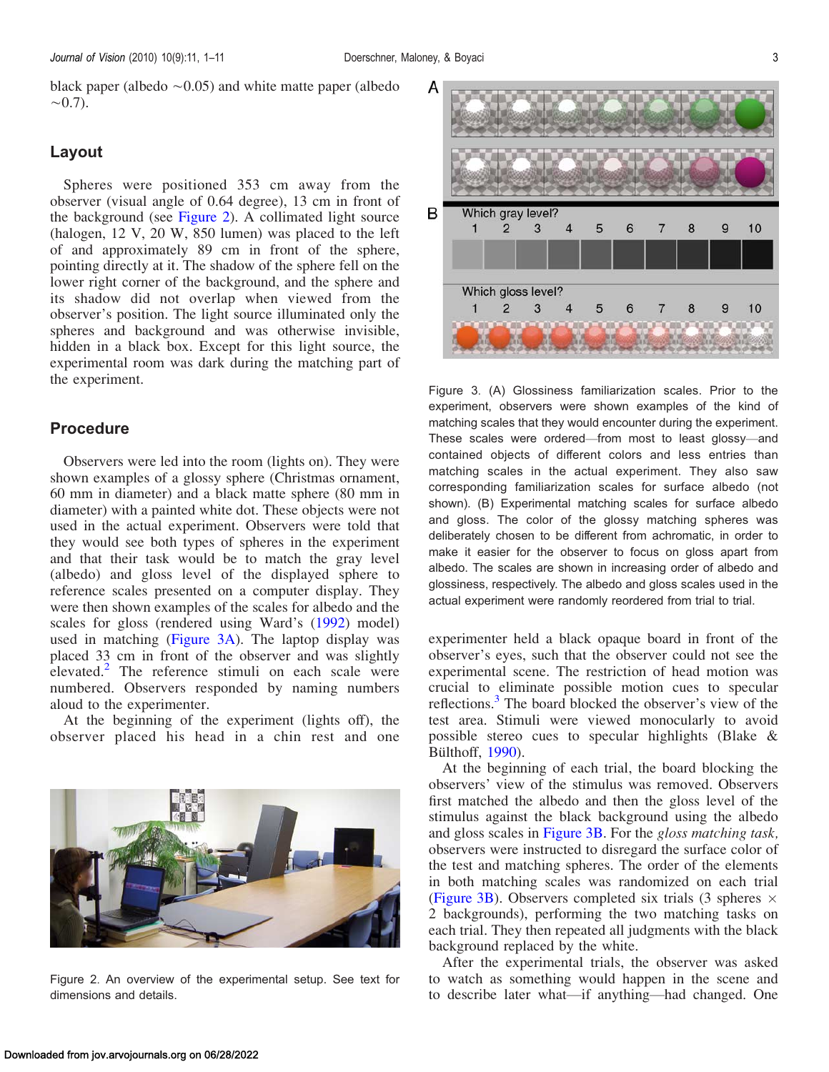black paper (albedo ~0.05) and white matte paper (albedo ~0.7).

## Layout

Spheres were positioned 353 cm away from the observer (visual angle of 0.64 degree), 13 cm in front of the background (see Figure 2). A collimated light source (halogen, 12 V, 20 W, 850 lumen) was placed to the left of and approximately 89 cm in front of the sphere, pointing directly at it. The shadow of the sphere fell on the lower right corner of the background, and the sphere and its shadow did not overlap when viewed from the observer's position. The light source illuminated only the spheres and background and was otherwise invisible, hidden in a black box. Except for this light source, the experimental room was dark during the matching part of the experiment.

## Procedure

Observers were led into the room (lights on). They were shown examples of a glossy sphere (Christmas ornament, 60 mm in diameter) and a black matte sphere (80 mm in diameter) with a painted white dot. These objects were not used in the actual experiment. Observers were told that they would see both types of spheres in the experiment and that their task would be to match the gray level (albedo) and gloss level of the displayed sphere to reference scales presented on a computer display. They were then shown examples of the scales for albedo and the scales for gloss (rendered using Ward's (1992) model) used in matching (Figure 3A). The laptop display was placed 33 cm in front of the observer and was slightly elevated.[2] The reference stimuli on each scale were numbered. Observers responded by naming numbers aloud to the experimenter.

At the beginning of the experiment (lights off), the observer placed his head in a chin rest and one experimenter held a black opaque board in front of the observer's eyes, such that the observer could not see the experimental scene. The restriction of head motion was crucial to eliminate possible motion cues to specular reflections.[3] The board blocked the observer's view of the test area. Stimuli were viewed monocularly to avoid possible stereo cues to specular highlights (Blake & Bülthoff, 1990).

At the beginning of each trial, the board blocking the observers' view of the stimulus was removed. Observers first matched the albedo and then the gloss level of the stimulus against the black background using the albedo and gloss scales in Figure 3B. For the *gloss matching task,* observers were instructed to disregard the surface color of the test and matching spheres. The order of the elements in both matching scales was randomized on each trial (Figure 3B). Observers completed six trials (3 spheres × 2 backgrounds), performing the two matching tasks on each trial. They then repeated all judgments with the black background replaced by the white.

After the experimental trials, the observer was asked to watch as something would happen in the scene and to describe later what—if anything—had changed. One

Figure 2. An overview of the experimental setup. See text for dimensions and details.

Figure 3. (A) Glossiness familiarization scales. Prior to the experiment, observers were shown examples of the kind of matching scales that they would encounter during the experiment. These scales were ordered—from most to least glossy—and contained objects of different colors and less entries than matching scales in the actual experiment. They also saw corresponding familiarization scales for surface albedo (not shown). (B) Experimental matching scales for surface albedo and gloss. The color of the glossy matching spheres was deliberately chosen to be different from achromatic, in order to make it easier for the observer to focus on gloss apart from albedo. The scales are shown in increasing order of albedo and glossiness, respectively. The albedo and gloss scales used in the actual experiment were randomly reordered from trial to trial.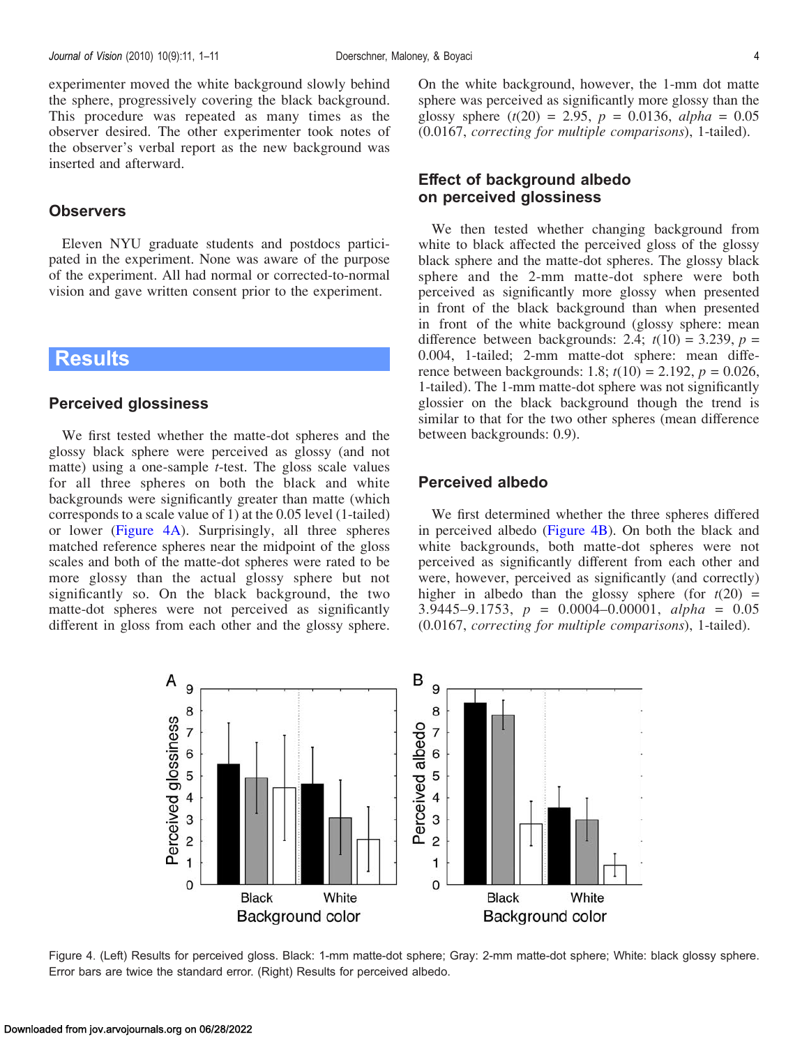experimenter moved the white background slowly behind the sphere, progressively covering the black background. This procedure was repeated as many times as the observer desired. The other experimenter took notes of the observer's verbal report as the new background was inserted and afterward.

## Observers

Eleven NYU graduate students and postdocs participated in the experiment. None was aware of the purpose of the experiment. All had normal or corrected-to-normal vision and gave written consent prior to the experiment.

# Results

## Perceived glossiness

We first tested whether the matte-dot spheres and the glossy black sphere were perceived as glossy (and not matte) using a one-sample *t*-test. The gloss scale values for all three spheres on both the black and white backgrounds were significantly greater than matte (which corresponds to a scale value of 1) at the 0.05 level (1-tailed) or lower (Figure 4A). Surprisingly, all three spheres matched reference spheres near the midpoint of the gloss scales and both of the matte-dot spheres were rated to be more glossy than the actual glossy sphere but not significantly so. On the black background, the two matte-dot spheres were not perceived as significantly different in gloss from each other and the glossy sphere. On the white background, however, the 1-mm dot matte sphere was perceived as significantly more glossy than the glossy sphere ($t(20) = 2.95$, $p = 0.0136$, *alpha* = 0.05 (0.0167, *correcting for multiple comparisons*), 1-tailed).

## Effect of background albedo on perceived glossiness

We then tested whether changing background from white to black affected the perceived gloss of the glossy black sphere and the matte-dot spheres. The glossy black sphere and the 2-mm matte-dot sphere were both perceived as significantly more glossy when presented in front of the black background than when presented in front of the white background (glossy sphere: mean difference between backgrounds: 2.4; $t(10) = 3.239$, $p = 0.004$, 1-tailed; 2-mm matte-dot sphere: mean difference between backgrounds: 1.8; $t(10) = 2.192$, $p = 0.026$, 1-tailed). The 1-mm matte-dot sphere was not significantly glossier on the black background though the trend is similar to that for the two other spheres (mean difference between backgrounds: 0.9).

## Perceived albedo

We first determined whether the three spheres differed in perceived albedo (Figure 4B). On both the black and white backgrounds, both matte-dot spheres were not perceived as significantly different from each other and were, however, perceived as significantly (and correctly) higher in albedo than the glossy sphere (for $t(20) = 3.9445$–$9.1753$, $p = 0.0004$–$0.00001$, *alpha* = 0.05 (0.0167, *correcting for multiple comparisons*), 1-tailed).

Figure 4. (Left) Results for perceived gloss. Black: 1-mm matte-dot sphere; Gray: 2-mm matte-dot sphere; White: black glossy sphere. Error bars are twice the standard error. (Right) Results for perceived albedo.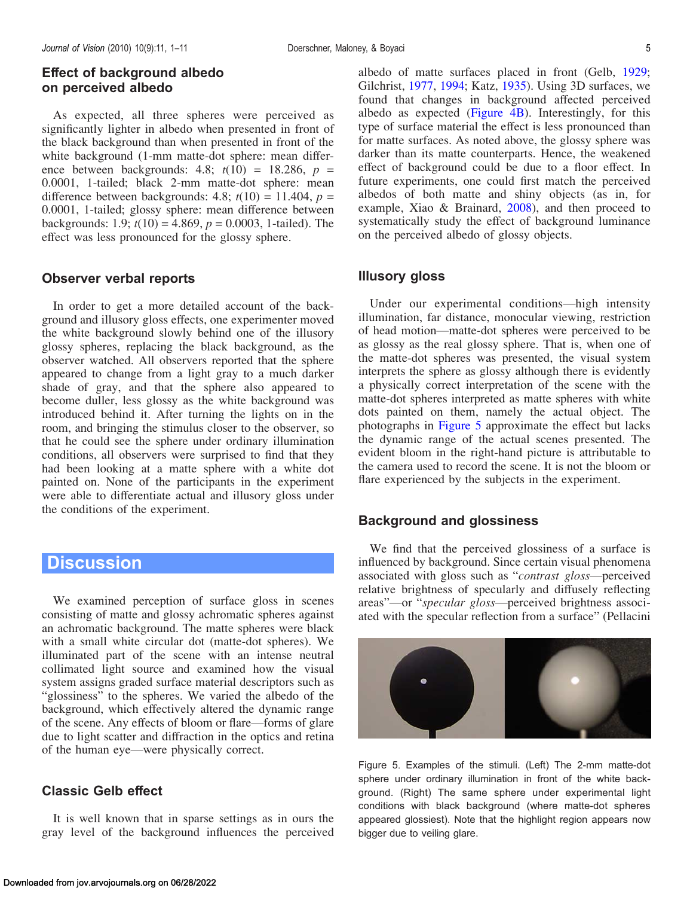## Effect of background albedo on perceived albedo

As expected, all three spheres were perceived as significantly lighter in albedo when presented in front of the black background than when presented in front of the white background (1-mm matte-dot sphere: mean difference between backgrounds: 4.8; $t(10) = 18.286$, $p = 0.0001$, 1-tailed; black 2-mm matte-dot sphere: mean difference between backgrounds: 4.8; $t(10) = 11.404$, $p = 0.0001$, 1-tailed; glossy sphere: mean difference between backgrounds: 1.9; $t(10) = 4.869$, $p = 0.0003$, 1-tailed). The effect was less pronounced for the glossy sphere.

## Observer verbal reports

In order to get a more detailed account of the background and illusory gloss effects, one experimenter moved the white background slowly behind one of the illusory glossy spheres, replacing the black background, as the observer watched. All observers reported that the sphere appeared to change from a light gray to a much darker shade of gray, and that the sphere also appeared to become duller, less glossy as the white background was introduced behind it. After turning the lights on in the room, and bringing the stimulus closer to the observer, so that he could see the sphere under ordinary illumination conditions, all observers were surprised to find that they had been looking at a matte sphere with a white dot painted on. None of the participants in the experiment were able to differentiate actual and illusory gloss under the conditions of the experiment.

# Discussion

We examined perception of surface gloss in scenes consisting of matte and glossy achromatic spheres against an achromatic background. The matte spheres were black with a small white circular dot (matte-dot spheres). We illuminated part of the scene with an intense neutral collimated light source and examined how the visual system assigns graded surface material descriptors such as "glossiness" to the spheres. We varied the albedo of the background, which effectively altered the dynamic range of the scene. Any effects of bloom or flare—forms of glare due to light scatter and diffraction in the optics and retina of the human eye—were physically correct.

## Classic Gelb effect

It is well known that in sparse settings as in ours the gray level of the background influences the perceived albedo of matte surfaces placed in front (Gelb, 1929; Gilchrist, 1977, 1994; Katz, 1935). Using 3D surfaces, we found that changes in background affected perceived albedo as expected (Figure 4B). Interestingly, for this type of surface material the effect is less pronounced than for matte surfaces. As noted above, the glossy sphere was darker than its matte counterparts. Hence, the weakened effect of background could be due to a floor effect. In future experiments, one could first match the perceived albedos of both matte and shiny objects (as in, for example, Xiao & Brainard, 2008), and then proceed to systematically study the effect of background luminance on the perceived albedo of glossy objects.

## Illusory gloss

Under our experimental conditions—high intensity illumination, far distance, monocular viewing, restriction of head motion—matte-dot spheres were perceived to be as glossy as the real glossy sphere. That is, when one of the matte-dot spheres was presented, the visual system interprets the sphere as glossy although there is evidently a physically correct interpretation of the scene with the matte-dot spheres interpreted as matte spheres with white dots painted on them, namely the actual object. The photographs in Figure 5 approximate the effect but lacks the dynamic range of the actual scenes presented. The evident bloom in the right-hand picture is attributable to the camera used to record the scene. It is not the bloom or flare experienced by the subjects in the experiment.

## Background and glossiness

We find that the perceived glossiness of a surface is influenced by background. Since certain visual phenomena associated with gloss such as "*contrast gloss*—perceived relative brightness of specularly and diffusely reflecting areas"—or "*specular gloss*—perceived brightness associated with the specular reflection from a surface" (Pellacini

Figure 5. Examples of the stimuli. (Left) The 2-mm matte-dot sphere under ordinary illumination in front of the white background. (Right) The same sphere under experimental light conditions with black background (where matte-dot spheres appeared glossiest). Note that the highlight region appears now bigger due to veiling glare.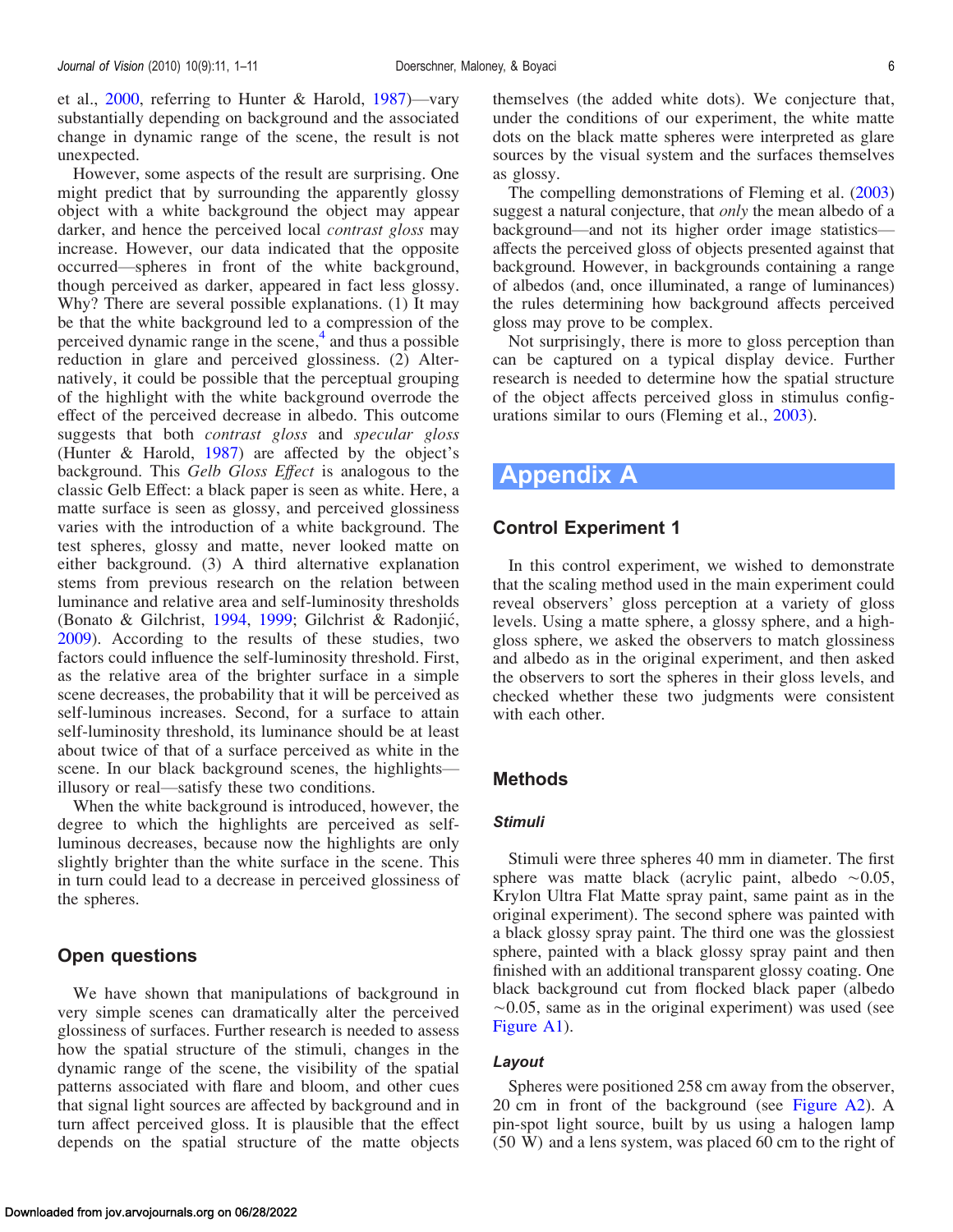et al., 2000, referring to Hunter & Harold, 1987)—vary substantially depending on background and the associated change in dynamic range of the scene, the result is not unexpected.

However, some aspects of the result are surprising. One might predict that by surrounding the apparently glossy object with a white background the object may appear darker, and hence the perceived local *contrast gloss* may increase. However, our data indicated that the opposite occurred—spheres in front of the white background, though perceived as darker, appeared in fact less glossy. Why? There are several possible explanations. (1) It may be that the white background led to a compression of the perceived dynamic range in the scene,[4] and thus a possible reduction in glare and perceived glossiness. (2) Alternatively, it could be possible that the perceptual grouping of the highlight with the white background overrode the effect of the perceived decrease in albedo. This outcome suggests that both *contrast gloss* and *specular gloss* (Hunter & Harold, 1987) are affected by the object's background. This *Gelb Gloss Effect* is analogous to the classic Gelb Effect: a black paper is seen as white. Here, a matte surface is seen as glossy, and perceived glossiness varies with the introduction of a white background. The test spheres, glossy and matte, never looked matte on either background. (3) A third alternative explanation stems from previous research on the relation between luminance and relative area and self-luminosity thresholds (Bonato & Gilchrist, 1994, 1999; Gilchrist & Radonjić, 2009). According to the results of these studies, two factors could influence the self-luminosity threshold. First, as the relative area of the brighter surface in a simple scene decreases, the probability that it will be perceived as self-luminous increases. Second, for a surface to attain self-luminosity threshold, its luminance should be at least about twice of that of a surface perceived as white in the scene. In our black background scenes, the highlights—illusory or real—satisfy these two conditions.

When the white background is introduced, however, the degree to which the highlights are perceived as self-luminous decreases, because now the highlights are only slightly brighter than the white surface in the scene. This in turn could lead to a decrease in perceived glossiness of the spheres.

## Open questions

We have shown that manipulations of background in very simple scenes can dramatically alter the perceived glossiness of surfaces. Further research is needed to assess how the spatial structure of the stimuli, changes in the dynamic range of the scene, the visibility of the spatial patterns associated with flare and bloom, and other cues that signal light sources are affected by background and in turn affect perceived gloss. It is plausible that the effect depends on the spatial structure of the matte objects themselves (the added white dots). We conjecture that, under the conditions of our experiment, the white matte dots on the black matte spheres were interpreted as glare sources by the visual system and the surfaces themselves as glossy.

The compelling demonstrations of Fleming et al. (2003) suggest a natural conjecture, that *only* the mean albedo of a background—and not its higher order image statistics—affects the perceived gloss of objects presented against that background. However, in backgrounds containing a range of albedos (and, once illuminated, a range of luminances) the rules determining how background affects perceived gloss may prove to be complex.

Not surprisingly, there is more to gloss perception than can be captured on a typical display device. Further research is needed to determine how the spatial structure of the object affects perceived gloss in stimulus configurations similar to ours (Fleming et al., 2003).

# Appendix A

## Control Experiment 1

In this control experiment, we wished to demonstrate that the scaling method used in the main experiment could reveal observers' gloss perception at a variety of gloss levels. Using a matte sphere, a glossy sphere, and a high-gloss sphere, we asked the observers to match glossiness and albedo as in the original experiment, and then asked the observers to sort the spheres in their gloss levels, and checked whether these two judgments were consistent with each other.

## Methods

### Stimuli

Stimuli were three spheres 40 mm in diameter. The first sphere was matte black (acrylic paint, albedo ~0.05, Krylon Ultra Flat Matte spray paint, same paint as in the original experiment). The second sphere was painted with a black glossy spray paint. The third one was the glossiest sphere, painted with a black glossy spray paint and then finished with an additional transparent glossy coating. One black background cut from flocked black paper (albedo ~0.05, same as in the original experiment) was used (see Figure A1).

### Layout

Spheres were positioned 258 cm away from the observer, 20 cm in front of the background (see Figure A2). A pin-spot light source, built by us using a halogen lamp (50 W) and a lens system, was placed 60 cm to the right of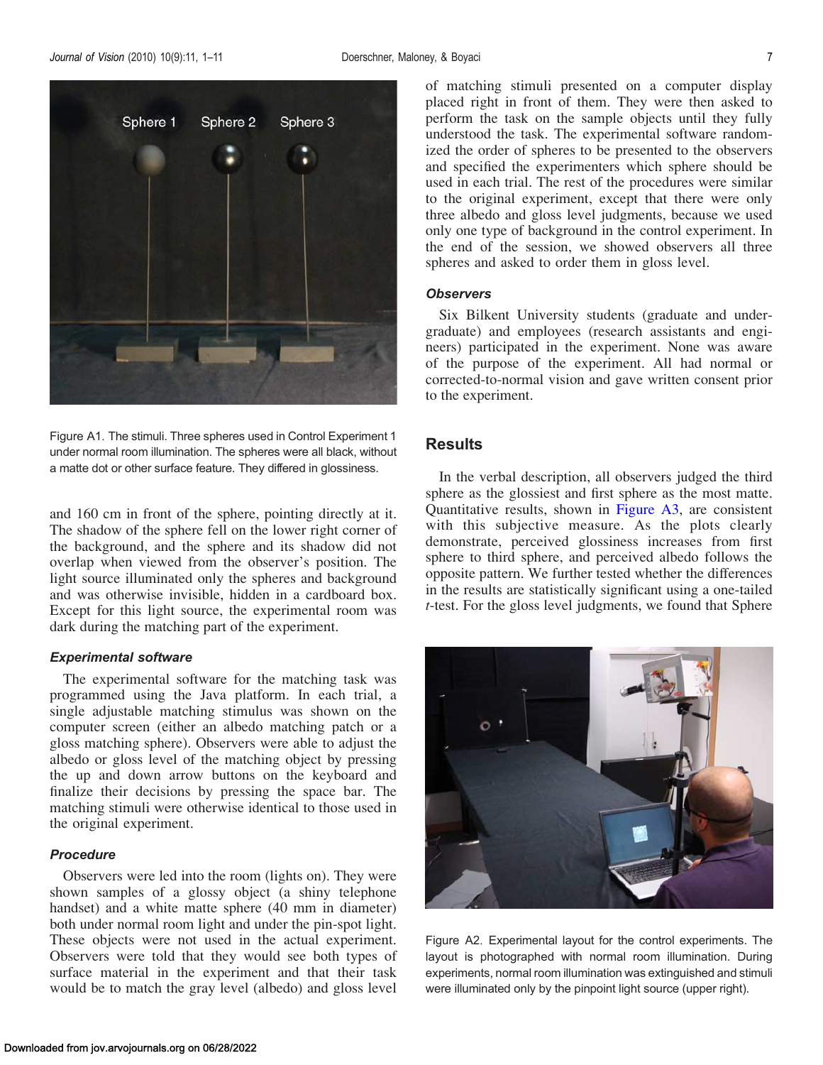Figure A1. The stimuli. Three spheres used in Control Experiment 1 under normal room illumination. The spheres were all black, without a matte dot or other surface feature. They differed in glossiness.

and 160 cm in front of the sphere, pointing directly at it. The shadow of the sphere fell on the lower right corner of the background, and the sphere and its shadow did not overlap when viewed from the observer's position. The light source illuminated only the spheres and background and was otherwise invisible, hidden in a cardboard box. Except for this light source, the experimental room was dark during the matching part of the experiment.

### *Experimental software*

The experimental software for the matching task was programmed using the Java platform. In each trial, a single adjustable matching stimulus was shown on the computer screen (either an albedo matching patch or a gloss matching sphere). Observers were able to adjust the albedo or gloss level of the matching object by pressing the up and down arrow buttons on the keyboard and finalize their decisions by pressing the space bar. The matching stimuli were otherwise identical to those used in the original experiment.

### *Procedure*

Observers were led into the room (lights on). They were shown samples of a glossy object (a shiny telephone handset) and a white matte sphere (40 mm in diameter) both under normal room light and under the pin-spot light. These objects were not used in the actual experiment. Observers were told that they would see both types of surface material in the experiment and that their task would be to match the gray level (albedo) and gloss level of matching stimuli presented on a computer display placed right in front of them. They were then asked to perform the task on the sample objects until they fully understood the task. The experimental software randomized the order of spheres to be presented to the observers and specified the experimenters which sphere should be used in each trial. The rest of the procedures were similar to the original experiment, except that there were only three albedo and gloss level judgments, because we used only one type of background in the control experiment. In the end of the session, we showed observers all three spheres and asked to order them in gloss level.

### *Observers*

Six Bilkent University students (graduate and undergraduate) and employees (research assistants and engineers) participated in the experiment. None was aware of the purpose of the experiment. All had normal or corrected-to-normal vision and gave written consent prior to the experiment.

## Results

In the verbal description, all observers judged the third sphere as the glossiest and first sphere as the most matte. Quantitative results, shown in Figure A3, are consistent with this subjective measure. As the plots clearly demonstrate, perceived glossiness increases from first sphere to third sphere, and perceived albedo follows the opposite pattern. We further tested whether the differences in the results are statistically significant using a one-tailed *t*-test. For the gloss level judgments, we found that Sphere

Figure A2. Experimental layout for the control experiments. The layout is photographed with normal room illumination. During experiments, normal room illumination was extinguished and stimuli were illuminated only by the pinpoint light source (upper right).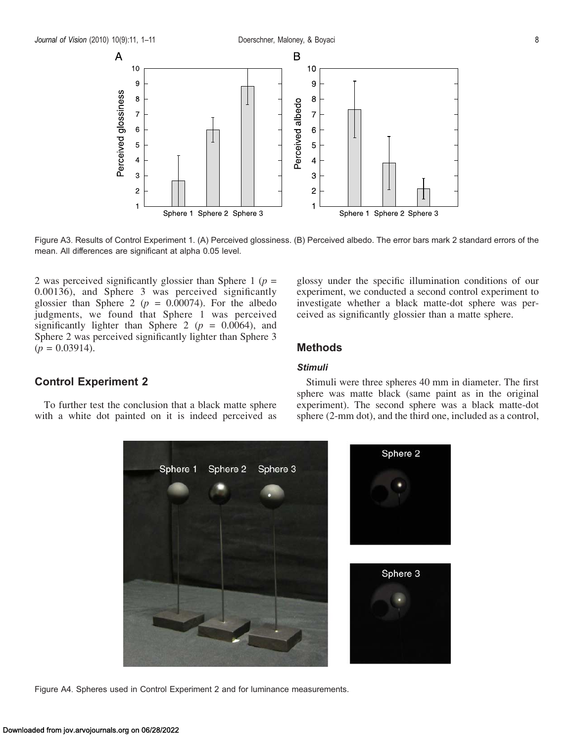Figure A3. Results of Control Experiment 1. (A) Perceived glossiness. (B) Perceived albedo. The error bars mark 2 standard errors of the mean. All differences are significant at alpha 0.05 level.

2 was perceived significantly glossier than Sphere 1 ($p$ = 0.00136), and Sphere 3 was perceived significantly glossier than Sphere 2 ($p$ = 0.00074). For the albedo judgments, we found that Sphere 1 was perceived significantly lighter than Sphere 2 ($p$ = 0.0064), and Sphere 2 was perceived significantly lighter than Sphere 3 ($p$ = 0.03914).

## Control Experiment 2

To further test the conclusion that a black matte sphere with a white dot painted on it is indeed perceived as glossy under the specific illumination conditions of our experiment, we conducted a second control experiment to investigate whether a black matte-dot sphere was perceived as significantly glossier than a matte sphere.

## Methods

### *Stimuli*

Stimuli were three spheres 40 mm in diameter. The first sphere was matte black (same paint as in the original experiment). The second sphere was a black matte-dot sphere (2-mm dot), and the third one, included as a control,

Figure A4. Spheres used in Control Experiment 2 and for luminance measurements.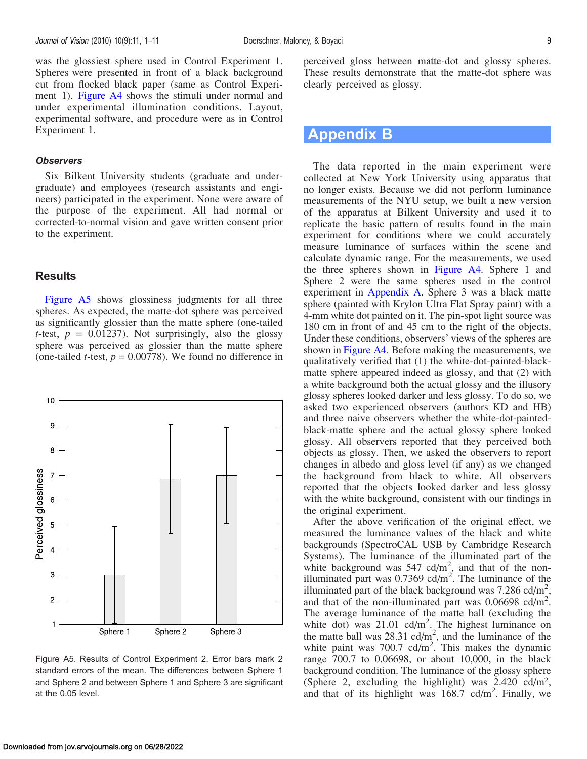was the glossiest sphere used in Control Experiment 1. Spheres were presented in front of a black background cut from flocked black paper (same as Control Experiment 1). Figure A4 shows the stimuli under normal and under experimental illumination conditions. Layout, experimental software, and procedure were as in Control Experiment 1.

#### *Observers*

Six Bilkent University students (graduate and undergraduate) and employees (research assistants and engineers) participated in the experiment. None were aware of the purpose of the experiment. All had normal or corrected-to-normal vision and gave written consent prior to the experiment.

### Results

Figure A5 shows glossiness judgments for all three spheres. As expected, the matte-dot sphere was perceived as significantly glossier than the matte sphere (one-tailed $t$-test, $p = 0.01237$). Not surprisingly, also the glossy sphere was perceived as glossier than the matte sphere (one-tailed $t$-test, $p = 0.00778$). We found no difference in perceived gloss between matte-dot and glossy spheres. These results demonstrate that the matte-dot sphere was clearly perceived as glossy.

Figure A5. Results of Control Experiment 2. Error bars mark 2 standard errors of the mean. The differences between Sphere 1 and Sphere 2 and between Sphere 1 and Sphere 3 are significant at the 0.05 level.

## Appendix B

The data reported in the main experiment were collected at New York University using apparatus that no longer exists. Because we did not perform luminance measurements of the NYU setup, we built a new version of the apparatus at Bilkent University and used it to replicate the basic pattern of results found in the main experiment for conditions where we could accurately measure luminance of surfaces within the scene and calculate dynamic range. For the measurements, we used the three spheres shown in Figure A4. Sphere 1 and Sphere 2 were the same spheres used in the control experiment in Appendix A. Sphere 3 was a black matte sphere (painted with Krylon Ultra Flat Spray paint) with a 4-mm white dot painted on it. The pin-spot light source was 180 cm in front of and 45 cm to the right of the objects. Under these conditions, observers' views of the spheres are shown in Figure A4. Before making the measurements, we qualitatively verified that (1) the white-dot-painted-black-matte sphere appeared indeed as glossy, and that (2) with a white background both the actual glossy and the illusory glossy spheres looked darker and less glossy. To do so, we asked two experienced observers (authors KD and HB) and three naive observers whether the white-dot-painted-black-matte sphere and the actual glossy sphere looked glossy. All observers reported that they perceived both objects as glossy. Then, we asked the observers to report changes in albedo and gloss level (if any) as we changed the background from black to white. All observers reported that the objects looked darker and less glossy with the white background, consistent with our findings in the original experiment.

After the above verification of the original effect, we measured the luminance values of the black and white backgrounds (SpectroCAL USB by Cambridge Research Systems). The luminance of the illuminated part of the white background was 547 cd/m$^2$, and that of the non-illuminated part was 0.7369 cd/m$^2$. The luminance of the illuminated part of the black background was 7.286 cd/m$^2$, and that of the non-illuminated part was 0.06698 cd/m$^2$. The average luminance of the matte ball (excluding the white dot) was 21.01 cd/m$^2$. The highest luminance on the matte ball was 28.31 cd/m$^2$, and the luminance of the white paint was 700.7 cd/m$^2$. This makes the dynamic range 700.7 to 0.06698, or about 10,000, in the black background condition. The luminance of the glossy sphere (Sphere 2, excluding the highlight) was 2.420 cd/m$^2$, and that of its highlight was 168.7 cd/m$^2$. Finally, we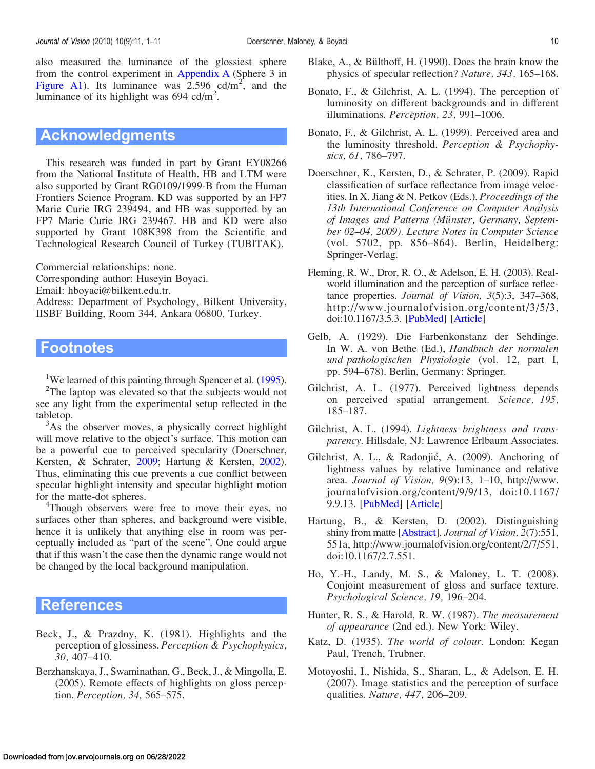also measured the luminance of the glossiest sphere from the control experiment in Appendix A (Sphere 3 in Figure A1). Its luminance was 2.596 cd/m$^2$, and the luminance of its highlight was 694 cd/m$^2$.

## Acknowledgments

This research was funded in part by Grant EY08266 from the National Institute of Health. HB and LTM were also supported by Grant RG0109/1999-B from the Human Frontiers Science Program. KD was supported by an FP7 Marie Curie IRG 239494, and HB was supported by an FP7 Marie Curie IRG 239467. HB and KD were also supported by Grant 108K398 from the Scientific and Technological Research Council of Turkey (TUBITAK).

Commercial relationships: none.
Corresponding author: Huseyin Boyaci.
Email: hboyaci@bilkent.edu.tr.
Address: Department of Psychology, Bilkent University, IISBF Building, Room 344, Ankara 06800, Turkey.

## Footnotes

[1]We learned of this painting through Spencer et al. (1995).

[2]The laptop was elevated so that the subjects would not see any light from the experimental setup reflected in the tabletop.

[3]As the observer moves, a physically correct highlight will move relative to the object's surface. This motion can be a powerful cue to perceived specularity (Doerschner, Kersten, & Schrater, 2009; Hartung & Kersten, 2002). Thus, eliminating this cue prevents a cue conflict between specular highlight intensity and specular highlight motion for the matte-dot spheres.

[4]Though observers were free to move their eyes, no surfaces other than spheres, and background were visible, hence it is unlikely that anything else in room was perceptually included as "part of the scene". One could argue that if this wasn't the case then the dynamic range would not be changed by the local background manipulation.

## References

Beck, J., & Prazdny, K. (1981). Highlights and the perception of glossiness. *Perception & Psychophysics, 30,* 407–410.

Berzhanskaya, J., Swaminathan, G., Beck, J., & Mingolla, E. (2005). Remote effects of highlights on gloss perception. *Perception, 34,* 565–575.

Blake, A., & Bülthoff, H. (1990). Does the brain know the physics of specular reflection? *Nature, 343,* 165–168.

Bonato, F., & Gilchrist, A. L. (1994). The perception of luminosity on different backgrounds and in different illuminations. *Perception, 23,* 991–1006.

Bonato, F., & Gilchrist, A. L. (1999). Perceived area and the luminosity threshold. *Perception & Psychophysics, 61,* 786–797.

Doerschner, K., Kersten, D., & Schrater, P. (2009). Rapid classification of surface reflectance from image velocities. In X. Jiang & N. Petkov (Eds.), *Proceedings of the 13th International Conference on Computer Analysis of Images and Patterns (Münster, Germany, September 02–04, 2009). Lecture Notes in Computer Science* (vol. 5702, pp. 856–864). Berlin, Heidelberg: Springer-Verlag.

Fleming, R. W., Dror, R. O., & Adelson, E. H. (2003). Real-world illumination and the perception of surface reflectance properties. *Journal of Vision, 3*(5):3, 347–368, http://www.journalofvision.org/content/3/5/3, doi:10.1167/3.5.3. [PubMed] [Article]

Gelb, A. (1929). Die Farbenkonstanz der Sehdinge. In W. A. von Bethe (Ed.), *Handbuch der normalen und pathologischen Physiologie* (vol. 12, part I, pp. 594–678). Berlin, Germany: Springer.

Gilchrist, A. L. (1977). Perceived lightness depends on perceived spatial arrangement. *Science, 195,* 185–187.

Gilchrist, A. L. (1994). *Lightness brightness and transparency*. Hillsdale, NJ: Lawrence Erlbaum Associates.

Gilchrist, A. L., & Radonjić, A. (2009). Anchoring of lightness values by relative luminance and relative area. *Journal of Vision, 9*(9):13, 1–10, http://www.journalofvision.org/content/9/9/13, doi:10.1167/9.9.13. [PubMed] [Article]

Hartung, B., & Kersten, D. (2002). Distinguishing shiny from matte [Abstract]. *Journal of Vision, 2*(7):551, 551a, http://www.journalofvision.org/content/2/7/551, doi:10.1167/2.7.551.

Ho, Y.-H., Landy, M. S., & Maloney, L. T. (2008). Conjoint measurement of gloss and surface texture. *Psychological Science, 19,* 196–204.

Hunter, R. S., & Harold, R. W. (1987). *The measurement of appearance* (2nd ed.). New York: Wiley.

Katz, D. (1935). *The world of colour*. London: Kegan Paul, Trench, Trubner.

Motoyoshi, I., Nishida, S., Sharan, L., & Adelson, E. H. (2007). Image statistics and the perception of surface qualities. *Nature, 447,* 206–209.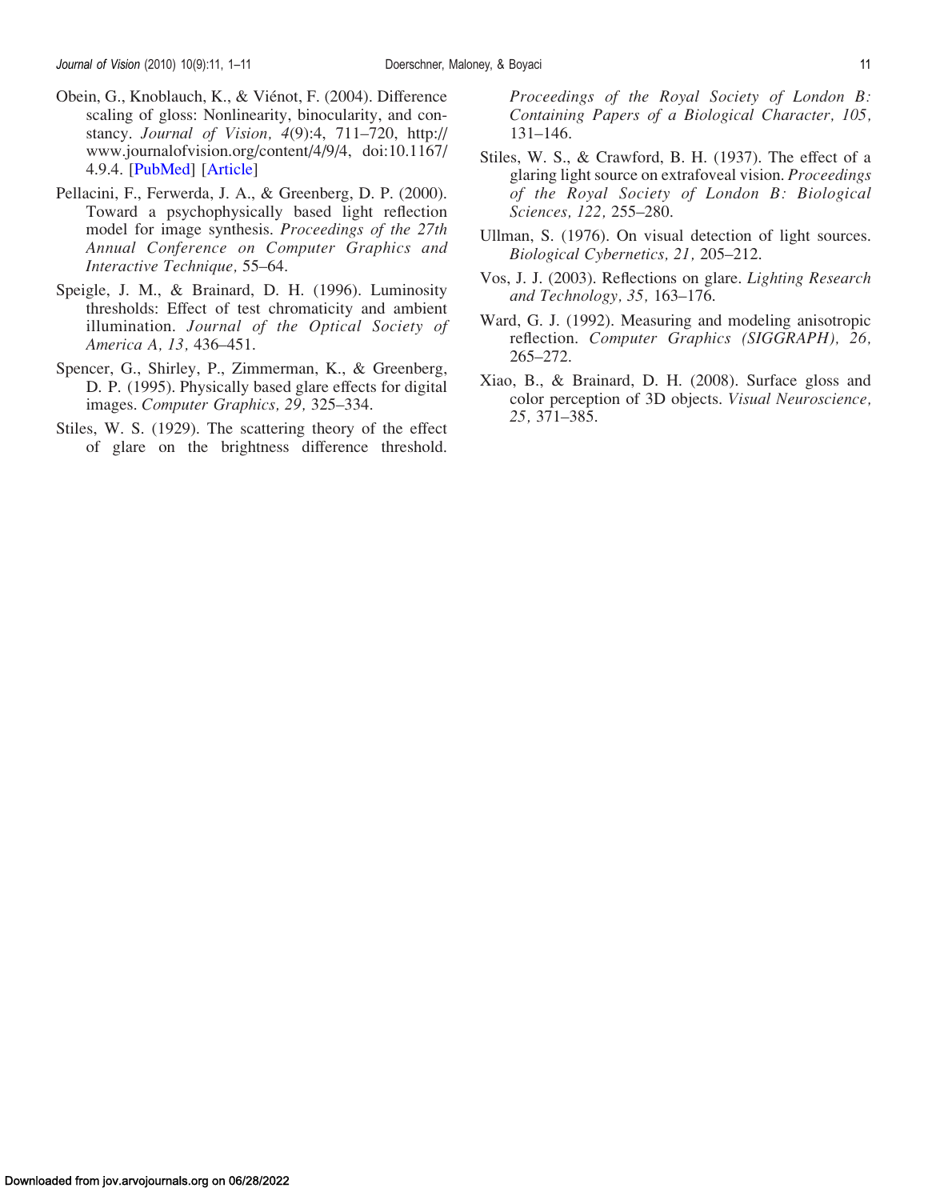Obein, G., Knoblauch, K., & Viénot, F. (2004). Difference scaling of gloss: Nonlinearity, binocularity, and constancy. *Journal of Vision, 4*(9):4, 711–720, http://www.journalofvision.org/content/4/9/4, doi:10.1167/4.9.4. [PubMed] [Article]

Pellacini, F., Ferwerda, J. A., & Greenberg, D. P. (2000). Toward a psychophysically based light reflection model for image synthesis. *Proceedings of the 27th Annual Conference on Computer Graphics and Interactive Technique,* 55–64.

Speigle, J. M., & Brainard, D. H. (1996). Luminosity thresholds: Effect of test chromaticity and ambient illumination. *Journal of the Optical Society of America A, 13,* 436–451.

Spencer, G., Shirley, P., Zimmerman, K., & Greenberg, D. P. (1995). Physically based glare effects for digital images. *Computer Graphics, 29,* 325–334.

Stiles, W. S. (1929). The scattering theory of the effect of glare on the brightness difference threshold. *Proceedings of the Royal Society of London B: Containing Papers of a Biological Character, 105,* 131–146.

Stiles, W. S., & Crawford, B. H. (1937). The effect of a glaring light source on extrafoveal vision. *Proceedings of the Royal Society of London B: Biological Sciences, 122,* 255–280.

Ullman, S. (1976). On visual detection of light sources. *Biological Cybernetics, 21,* 205–212.

Vos, J. J. (2003). Reflections on glare. *Lighting Research and Technology, 35,* 163–176.

Ward, G. J. (1992). Measuring and modeling anisotropic reflection. *Computer Graphics (SIGGRAPH), 26,* 265–272.

Xiao, B., & Brainard, D. H. (2008). Surface gloss and color perception of 3D objects. *Visual Neuroscience, 25,* 371–385.